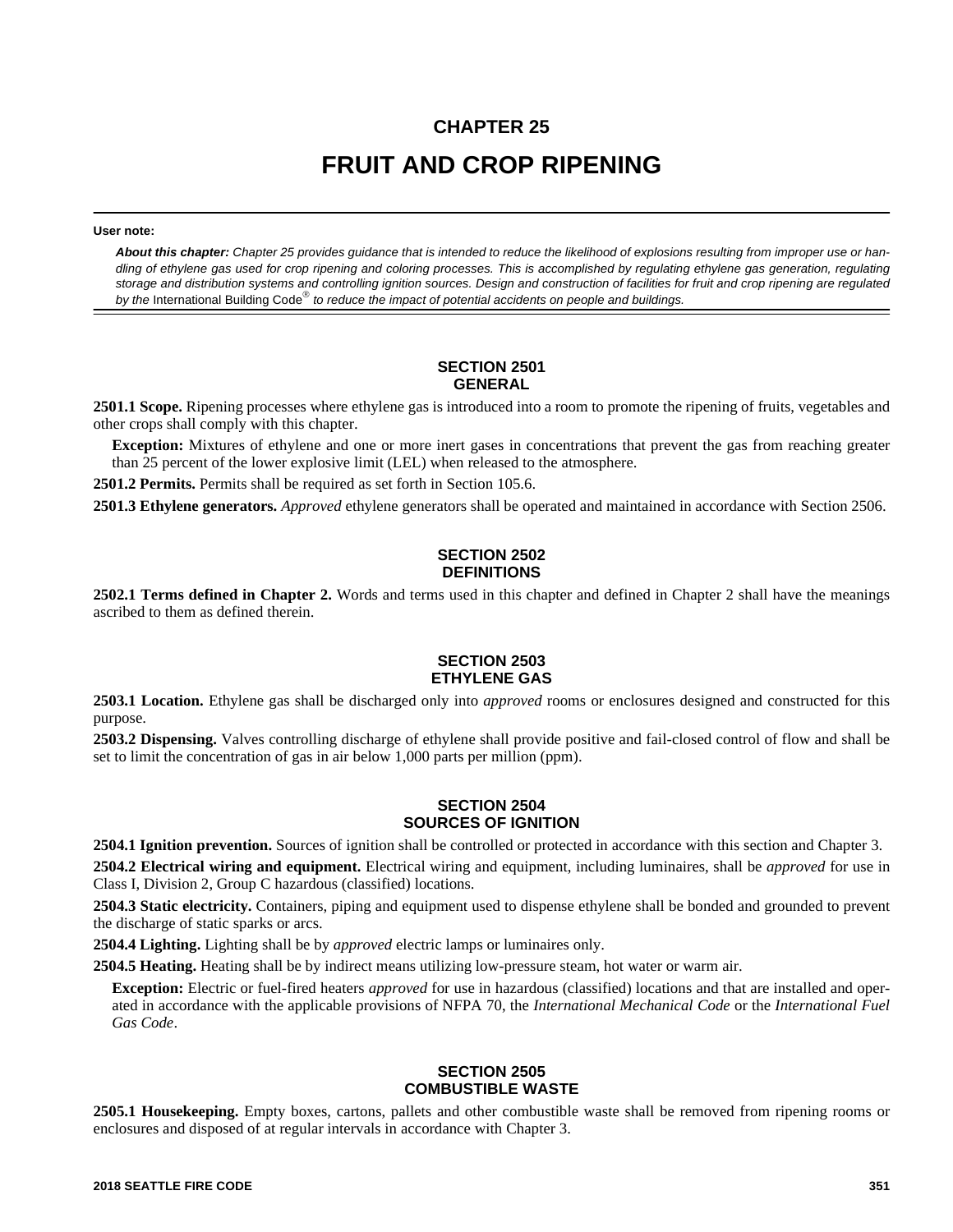# CHAPTER 25

# FRUIT AND CROP RIPENING

**User note:**

***About this chapter:*** *Chapter 25 provides guidance that is intended to reduce the likelihood of explosions resulting from improper use or handling of ethylene gas used for crop ripening and coloring processes. This is accomplished by regulating ethylene gas generation, regulating storage and distribution systems and controlling ignition sources. Design and construction of facilities for fruit and crop ripening are regulated by the* International Building Code® *to reduce the impact of potential accidents on people and buildings.*

## SECTION 2501
## GENERAL

**2501.1 Scope.** Ripening processes where ethylene gas is introduced into a room to promote the ripening of fruits, vegetables and other crops shall comply with this chapter.

**Exception:** Mixtures of ethylene and one or more inert gases in concentrations that prevent the gas from reaching greater than 25 percent of the lower explosive limit (LEL) when released to the atmosphere.

**2501.2 Permits.** Permits shall be required as set forth in Section 105.6.

**2501.3 Ethylene generators.** *Approved* ethylene generators shall be operated and maintained in accordance with Section 2506.

## SECTION 2502
## DEFINITIONS

**2502.1 Terms defined in Chapter 2.** Words and terms used in this chapter and defined in Chapter 2 shall have the meanings ascribed to them as defined therein.

## SECTION 2503
## ETHYLENE GAS

**2503.1 Location.** Ethylene gas shall be discharged only into *approved* rooms or enclosures designed and constructed for this purpose.

**2503.2 Dispensing.** Valves controlling discharge of ethylene shall provide positive and fail-closed control of flow and shall be set to limit the concentration of gas in air below 1,000 parts per million (ppm).

## SECTION 2504
## SOURCES OF IGNITION

**2504.1 Ignition prevention.** Sources of ignition shall be controlled or protected in accordance with this section and Chapter 3.

**2504.2 Electrical wiring and equipment.** Electrical wiring and equipment, including luminaires, shall be *approved* for use in Class I, Division 2, Group C hazardous (classified) locations.

**2504.3 Static electricity.** Containers, piping and equipment used to dispense ethylene shall be bonded and grounded to prevent the discharge of static sparks or arcs.

**2504.4 Lighting.** Lighting shall be by *approved* electric lamps or luminaires only.

**2504.5 Heating.** Heating shall be by indirect means utilizing low-pressure steam, hot water or warm air.

**Exception:** Electric or fuel-fired heaters *approved* for use in hazardous (classified) locations and that are installed and operated in accordance with the applicable provisions of NFPA 70, the *International Mechanical Code* or the *International Fuel Gas Code*.

## SECTION 2505
## COMBUSTIBLE WASTE

**2505.1 Housekeeping.** Empty boxes, cartons, pallets and other combustible waste shall be removed from ripening rooms or enclosures and disposed of at regular intervals in accordance with Chapter 3.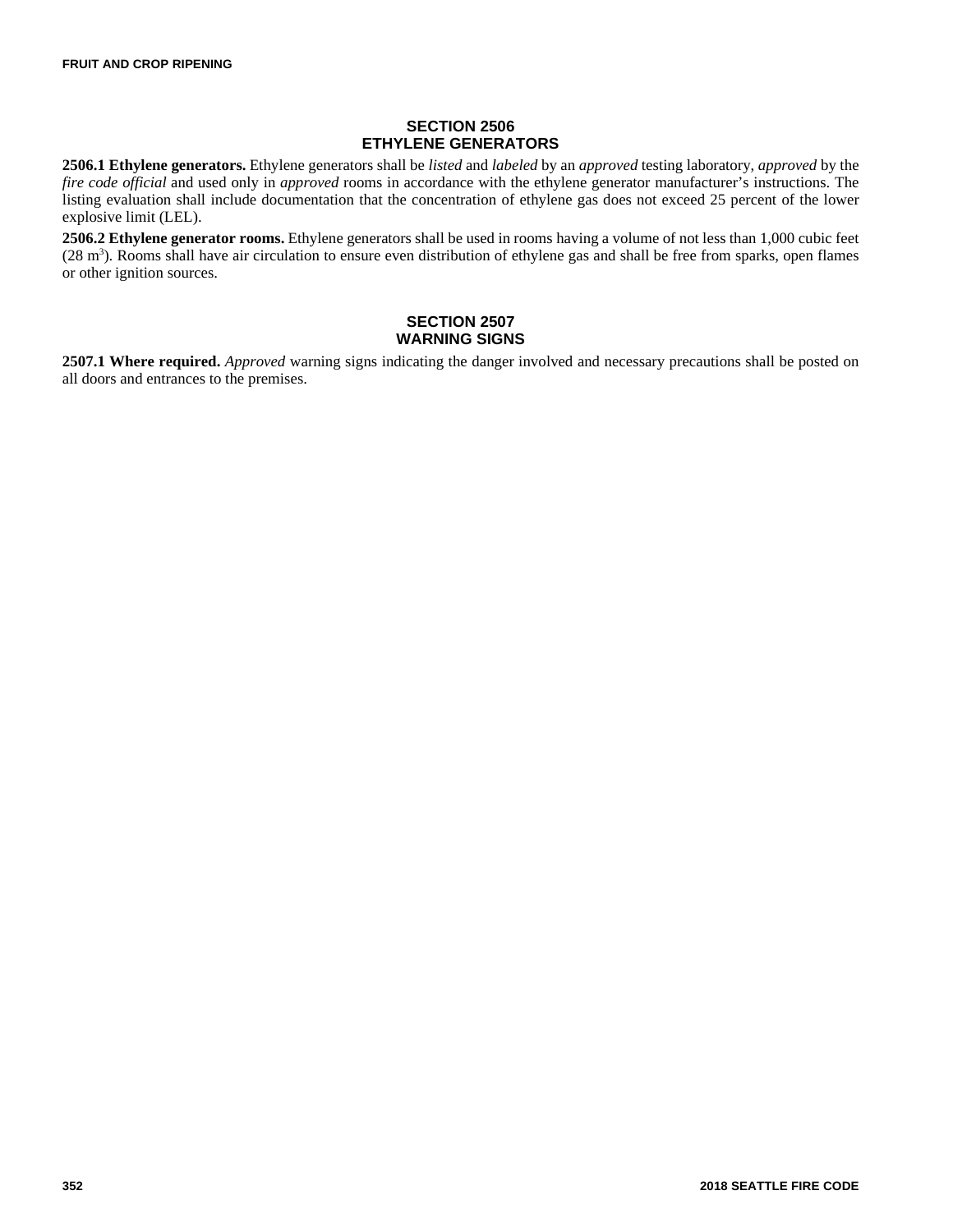## SECTION 2506
## ETHYLENE GENERATORS

**2506.1 Ethylene generators.** Ethylene generators shall be *listed* and *labeled* by an *approved* testing laboratory, *approved* by the *fire code official* and used only in *approved* rooms in accordance with the ethylene generator manufacturer's instructions. The listing evaluation shall include documentation that the concentration of ethylene gas does not exceed 25 percent of the lower explosive limit (LEL).

**2506.2 Ethylene generator rooms.** Ethylene generators shall be used in rooms having a volume of not less than 1,000 cubic feet (28 $m^3$). Rooms shall have air circulation to ensure even distribution of ethylene gas and shall be free from sparks, open flames or other ignition sources.

## SECTION 2507
## WARNING SIGNS

**2507.1 Where required.** *Approved* warning signs indicating the danger involved and necessary precautions shall be posted on all doors and entrances to the premises.